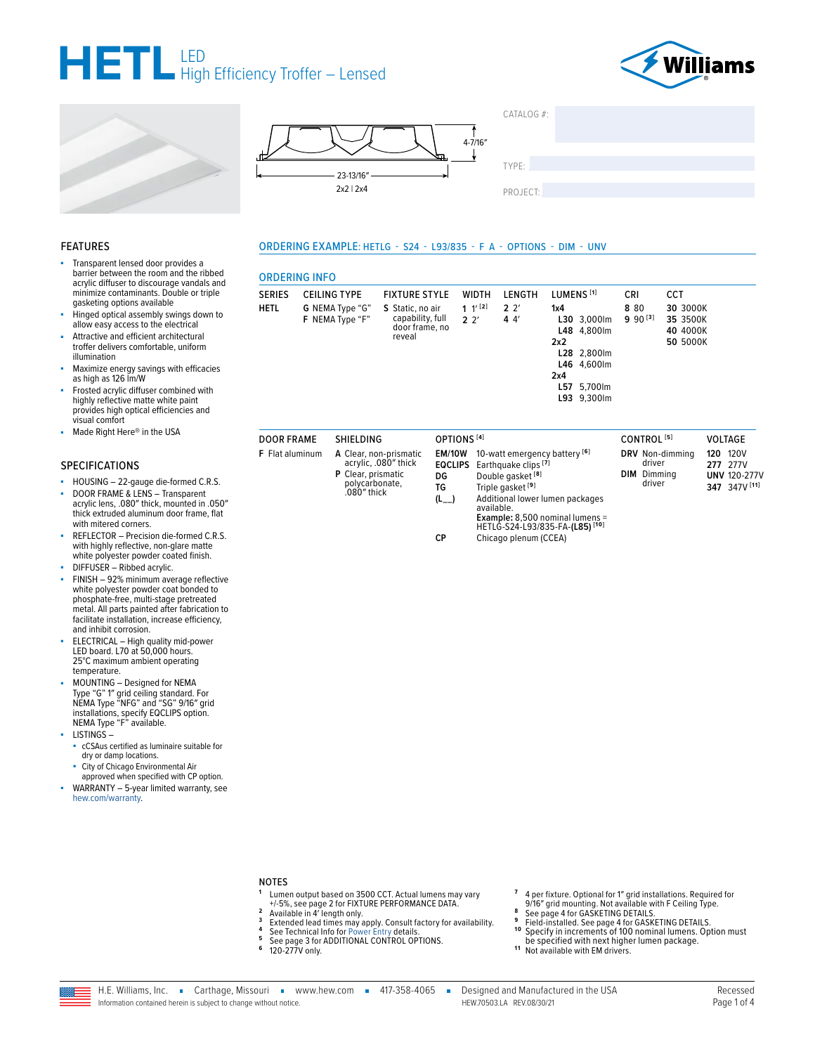# HETL LED High Efficiency Troffer – Lensed

Williams

4-7/16″

23-13/16″

2x2 | 2x4

CATALOG #:

TYPE:

PROJECT:

## FEATURES

- Transparent lensed door provides a barrier between the room and the ribbed acrylic diffuser to discourage vandals and minimize contaminants. Double or triple gasketing options available
- Hinged optical assembly swings down to allow easy access to the electrical
- Attractive and efficient architectural troffer delivers comfortable, uniform illumination
- Maximize energy savings with efficacies as high as 126 lm/W
- Frosted acrylic diffuser combined with highly reflective matte white paint provides high optical efficiencies and visual comfort
- Made Right Here® in the USA

## SPECIFICATIONS

- HOUSING – 22-gauge die-formed C.R.S.
- DOOR FRAME & LENS – Transparent acrylic lens, .080″ thick, mounted in .050″ thick extruded aluminum door frame, flat with mitered corners.
- REFLECTOR – Precision die-formed C.R.S. with highly reflective, non-glare matte white polyester powder coated finish.
- DIFFUSER – Ribbed acrylic.
- FINISH – 92% minimum average reflective white polyester powder coat bonded to phosphate-free, multi-stage pretreated metal. All parts painted after fabrication to facilitate installation, increase efficiency, and inhibit corrosion.
- ELECTRICAL – High quality mid-power LED board. L70 at 50,000 hours. 25°C maximum ambient operating temperature.
- MOUNTING – Designed for NEMA Type "G" 1″ grid ceiling standard. For NEMA Type "NFG" and "SG" 9/16″ grid installations, specify EQCLIPS option. NEMA Type "F" available.
- LISTINGS –
  - cCSAus certified as luminaire suitable for dry or damp locations.
  - City of Chicago Environmental Air approved when specified with CP option.
- WARRANTY – 5-year limited warranty, see hew.com/warranty.

**ORDERING EXAMPLE:** HETLG - S24 - L93/835 - F A - OPTIONS - DIM - UNV

## ORDERING INFO

| SERIES | CEILING TYPE | FIXTURE STYLE | WIDTH | LENGTH | LUMENS [1] | CRI | CCT |
|---|---|---|---|---|---|---|---|
| **HETL** | **G** NEMA Type "G"<br>**F** NEMA Type "F" | **S** Static, no air capability, full door frame, no reveal | **1** 1′ [2]<br>**2** 2′ | **2** 2′<br>**4** 4′ | **1x4**<br>**L30** 3,000lm<br>**L48** 4,800lm<br>**2x2**<br>**L28** 2,800lm<br>**L46** 4,600lm<br>**2x4**<br>**L57** 5,700lm<br>**L93** 9,300lm | **8** 80<br>**9** 90 [3] | **30** 3000K<br>**35** 3500K<br>**40** 4000K<br>**50** 5000K |

| DOOR FRAME | SHIELDING | OPTIONS [4] | CONTROL [5] | VOLTAGE |
|---|---|---|---|---|
| **F** Flat aluminum | **A** Clear, non-prismatic acrylic, .080″ thick<br>**P** Clear, prismatic polycarbonate, .080″ thick | **EM/10W** 10-watt emergency battery [6]<br>**EQCLIPS** Earthquake clips [7]<br>**DG** Double gasket [8]<br>**TG** Triple gasket [9]<br>**(L__)** Additional lower lumen packages available. **Example:** 8,500 nominal lumens = HETLG-S24-L93/835-FA-**(L85)** [10]<br>**CP** Chicago plenum (CCEA) | **DRV** Non-dimming driver<br>**DIM** Dimming driver | **120** 120V<br>**277** 277V<br>**UNV** 120-277V<br>**347** 347V [11] |

### NOTES

1. Lumen output based on 3500 CCT. Actual lumens may vary +/-5%, see page 2 for FIXTURE PERFORMANCE DATA.
2. Available in 4′ length only.
3. Extended lead times may apply. Consult factory for availability.
4. See Technical Info for Power Entry details.
5. See page 3 for ADDITIONAL CONTROL OPTIONS.
6. 120-277V only.
7. 4 per fixture. Optional for 1″ grid installations. Required for 9/16″ grid mounting. Not available with F Ceiling Type.
8. See page 4 for GASKETING DETAILS.
9. Field-installed. See page 4 for GASKETING DETAILS.
10. Specify in increments of 100 nominal lumens. Option must be specified with next higher lumen package.
11. Not available with EM drivers.

H.E. Williams, Inc. ▪ Carthage, Missouri ▪ www.hew.com ▪ 417-358-4065 ▪ Designed and Manufactured in the USA

Information contained herein is subject to change without notice. HEW.70503.LA REV.08/30/21

Recessed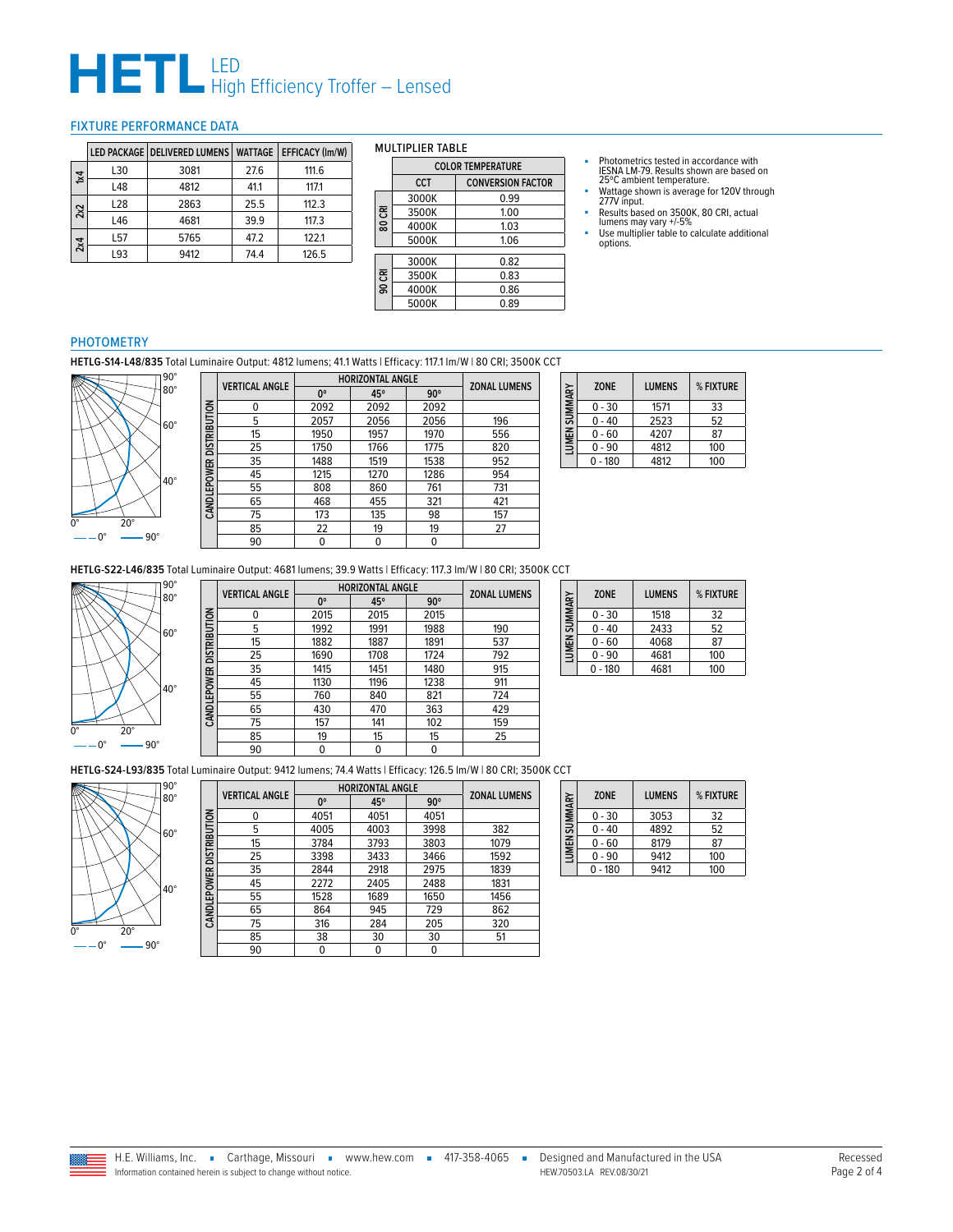# HETL LED High Efficiency Troffer – Lensed

## FIXTURE PERFORMANCE DATA

| | LED PACKAGE | DELIVERED LUMENS | WATTAGE | EFFICACY (lm/W) |
|---|---|---|---|---|
| 1x4 | L30 | 3081 | 27.6 | 111.6 |
| | L48 | 4812 | 41.1 | 117.1 |
| 2x2 | L28 | 2863 | 25.5 | 112.3 |
| | L46 | 4681 | 39.9 | 117.3 |
| 2x4 | L57 | 5765 | 47.2 | 122.1 |
| | L93 | 9412 | 74.4 | 126.5 |

MULTIPLIER TABLE

| | COLOR TEMPERATURE | |
|---|---|---|
| | CCT | CONVERSION FACTOR |
| 80 CRI | 3000K | 0.99 |
| | 3500K | 1.00 |
| | 4000K | 1.03 |
| | 5000K | 1.06 |
| 90 CRI | 3000K | 0.82 |
| | 3500K | 0.83 |
| | 4000K | 0.86 |
| | 5000K | 0.89 |

- Photometrics tested in accordance with IESNA LM-79. Results shown are based on 25ºC ambient temperature.
- Wattage shown is average for 120V through 277V input.
- Results based on 3500K, 80 CRI, actual lumens may vary +/-5%
- Use multiplier table to calculate additional options.

## PHOTOMETRY

**HETLG-S14-L48/835** Total Luminaire Output: 4812 lumens; 41.1 Watts | Efficacy: 117.1 lm/W | 80 CRI; 3500K CCT

CANDLEPOWER DISTRIBUTION

| VERTICAL ANGLE | HORIZONTAL ANGLE 0° | 45° | 90° | ZONAL LUMENS |
|---|---|---|---|---|
| 0 | 2092 | 2092 | 2092 | |
| 5 | 2057 | 2056 | 2056 | 196 |
| 15 | 1950 | 1957 | 1970 | 556 |
| 25 | 1750 | 1766 | 1775 | 820 |
| 35 | 1488 | 1519 | 1538 | 952 |
| 45 | 1215 | 1270 | 1286 | 954 |
| 55 | 808 | 860 | 761 | 731 |
| 65 | 468 | 455 | 321 | 421 |
| 75 | 173 | 135 | 98 | 157 |
| 85 | 22 | 19 | 19 | 27 |
| 90 | 0 | 0 | 0 | |

LUMEN SUMMARY

| ZONE | LUMENS | % FIXTURE |
|---|---|---|
| 0 - 30 | 1571 | 33 |
| 0 - 40 | 2523 | 52 |
| 0 - 60 | 4207 | 87 |
| 0 - 90 | 4812 | 100 |
| 0 - 180 | 4812 | 100 |

**HETLG-S22-L46/835** Total Luminaire Output: 4681 lumens; 39.9 Watts | Efficacy: 117.3 lm/W | 80 CRI; 3500K CCT

CANDLEPOWER DISTRIBUTION

| VERTICAL ANGLE | HORIZONTAL ANGLE 0° | 45° | 90° | ZONAL LUMENS |
|---|---|---|---|---|
| 0 | 2015 | 2015 | 2015 | |
| 5 | 1992 | 1991 | 1988 | 190 |
| 15 | 1882 | 1887 | 1891 | 537 |
| 25 | 1690 | 1708 | 1724 | 792 |
| 35 | 1415 | 1451 | 1480 | 915 |
| 45 | 1130 | 1196 | 1238 | 911 |
| 55 | 760 | 840 | 821 | 724 |
| 65 | 430 | 470 | 363 | 429 |
| 75 | 157 | 141 | 102 | 159 |
| 85 | 19 | 15 | 15 | 25 |
| 90 | 0 | 0 | 0 | |

LUMEN SUMMARY

| ZONE | LUMENS | % FIXTURE |
|---|---|---|
| 0 - 30 | 1518 | 32 |
| 0 - 40 | 2433 | 52 |
| 0 - 60 | 4068 | 87 |
| 0 - 90 | 4681 | 100 |
| 0 - 180 | 4681 | 100 |

**HETLG-S24-L93/835** Total Luminaire Output: 9412 lumens; 74.4 Watts | Efficacy: 126.5 lm/W | 80 CRI; 3500K CCT

CANDLEPOWER DISTRIBUTION

| VERTICAL ANGLE | HORIZONTAL ANGLE 0° | 45° | 90° | ZONAL LUMENS |
|---|---|---|---|---|
| 0 | 4051 | 4051 | 4051 | |
| 5 | 4005 | 4003 | 3998 | 382 |
| 15 | 3784 | 3793 | 3803 | 1079 |
| 25 | 3398 | 3433 | 3466 | 1592 |
| 35 | 2844 | 2918 | 2975 | 1839 |
| 45 | 2272 | 2405 | 2488 | 1831 |
| 55 | 1528 | 1689 | 1650 | 1456 |
| 65 | 864 | 945 | 729 | 862 |
| 75 | 316 | 284 | 205 | 320 |
| 85 | 38 | 30 | 30 | 51 |
| 90 | 0 | 0 | 0 | |

LUMEN SUMMARY

| ZONE | LUMENS | % FIXTURE |
|---|---|---|
| 0 - 30 | 3053 | 32 |
| 0 - 40 | 4892 | 52 |
| 0 - 60 | 8179 | 87 |
| 0 - 90 | 9412 | 100 |
| 0 - 180 | 9412 | 100 |

H.E. Williams, Inc. ▪ Carthage, Missouri ▪ www.hew.com ▪ 417-358-4065 ▪ Designed and Manufactured in the USA

Information contained herein is subject to change without notice. HEW.70503.LA REV.08/30/21

Recessed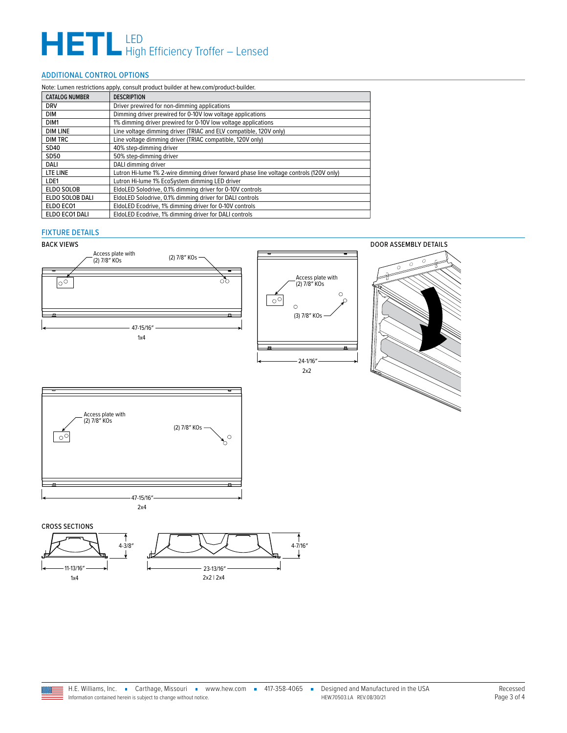# HETL LED High Efficiency Troffer – Lensed

## ADDITIONAL CONTROL OPTIONS

Note: Lumen restrictions apply, consult product builder at hew.com/product-builder.

| CATALOG NUMBER | DESCRIPTION |
|---|---|
| DRV | Driver prewired for non-dimming applications |
| DIM | Dimming driver prewired for 0-10V low voltage applications |
| DIM1 | 1% dimming driver prewired for 0-10V low voltage applications |
| DIM LINE | Line voltage dimming driver (TRIAC and ELV compatible, 120V only) |
| DIM TRC | Line voltage dimming driver (TRIAC compatible, 120V only) |
| SD40 | 40% step-dimming driver |
| SD50 | 50% step-dimming driver |
| DALI | DALI dimming driver |
| LTE LINE | Lutron Hi-lume 1% 2-wire dimming driver forward phase line voltage controls (120V only) |
| LDE1 | Lutron Hi-lume 1% EcoSystem dimming LED driver |
| ELDO SOLOB | EldoLED Solodrive, 0.1% dimming driver for 0-10V controls |
| ELDO SOLOB DALI | EldoLED Solodrive, 0.1% dimming driver for DALI controls |
| ELDO ECO1 | EldoLED Ecodrive, 1% dimming driver for 0-10V controls |
| ELDO ECO1 DALI | EldoLED Ecodrive, 1% dimming driver for DALI controls |

## FIXTURE DETAILS

### BACK VIEWS

Access plate with (2) 7/8″ KOs

(2) 7/8″ KOs

47-15/16″

1x4

Access plate with (2) 7/8″ KOs

(3) 7/8″ KOs

24-1/16″

2x2

Access plate with (2) 7/8″ KOs

(2) 7/8″ KOs

47-15/16″

2x4

### DOOR ASSEMBLY DETAILS

### CROSS SECTIONS

4-3/8″

11-13/16″

1x4

4-7/16″

23-13/16″

2x2 | 2x4

H.E. Williams, Inc. ▪ Carthage, Missouri ▪ www.hew.com ▪ 417-358-4065 ▪ Designed and Manufactured in the USA

Information contained herein is subject to change without notice.

HEW.70503.LA REV.08/30/21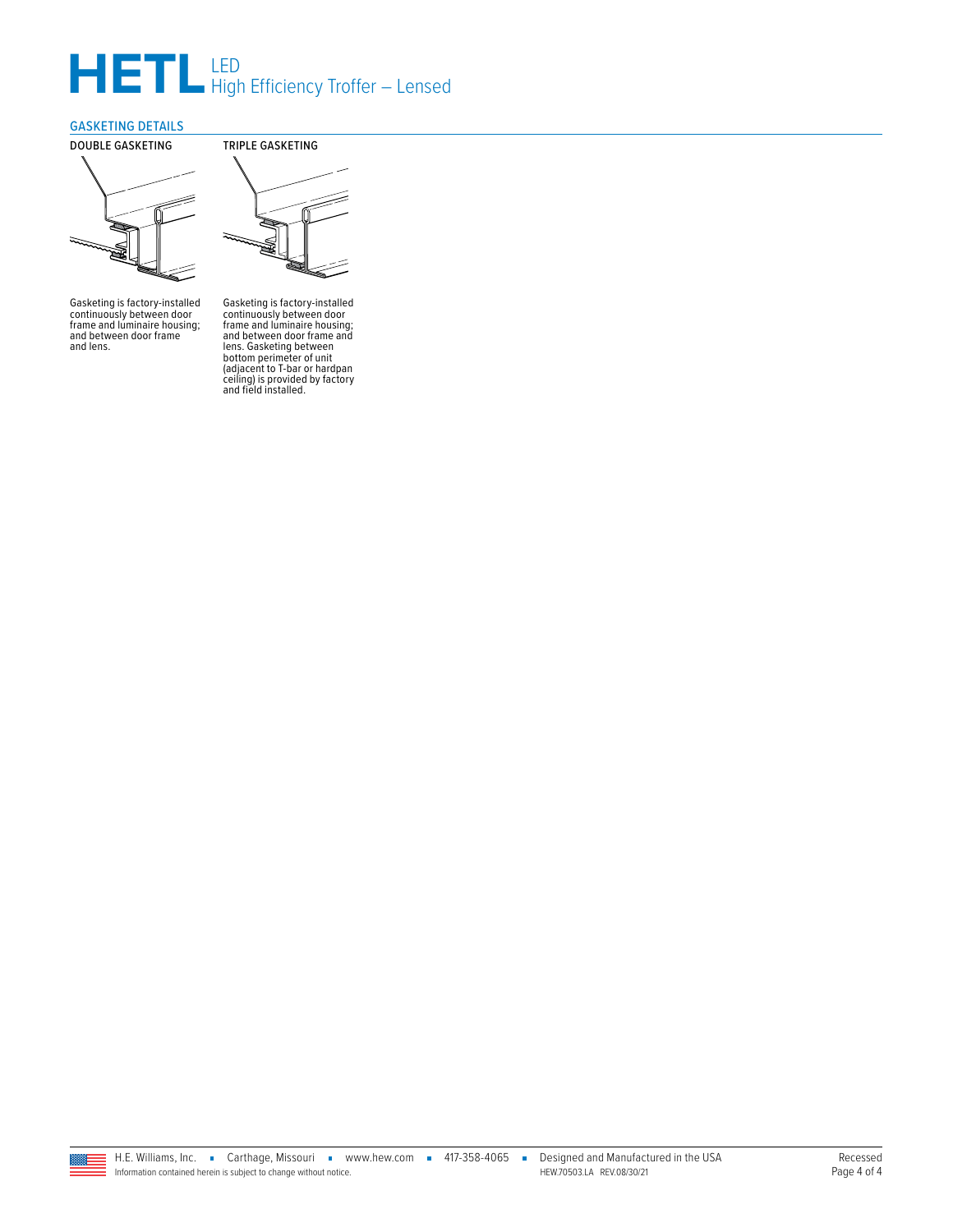# HETL LED High Efficiency Troffer – Lensed

## GASKETING DETAILS

### DOUBLE GASKETING

Gasketing is factory-installed continuously between door frame and luminaire housing; and between door frame and lens.

### TRIPLE GASKETING

Gasketing is factory-installed continuously between door frame and luminaire housing; and between door frame and lens. Gasketing between bottom perimeter of unit (adjacent to T-bar or hardpan ceiling) is provided by factory and field installed.

H.E. Williams, Inc. ▪ Carthage, Missouri ▪ www.hew.com ▪ 417-358-4065 ▪ Designed and Manufactured in the USA

Information contained herein is subject to change without notice.

HEW.70503.LA REV.08/30/21

Recessed